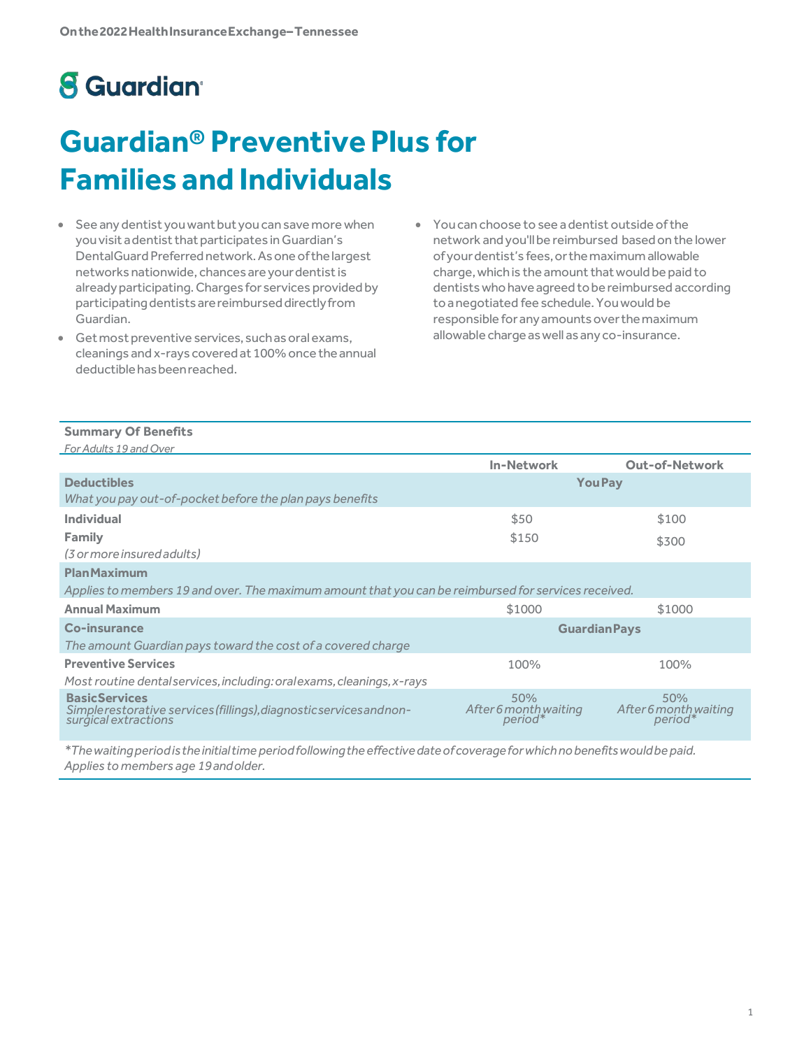On the 2022 Health Insurance Exchange – Tennessee

Guardian

# Guardian® Preventive Plus for Families and Individuals

- See any dentist you want but you can save more when you visit a dentist that participates in Guardian's DentalGuard Preferred network. As one of the largest networks nationwide, chances are your dentist is already participating. Charges for services provided by participating dentists are reimbursed directly from Guardian.
- Get most preventive services, such as oral exams, cleanings and x-rays covered at 100% once the annual deductible has been reached.
- You can choose to see a dentist outside of the network and you'll be reimbursed based on the lower of your dentist's fees, or the maximum allowable charge, which is the amount that would be paid to dentists who have agreed to be reimbursed according to a negotiated fee schedule. You would be responsible for any amounts over the maximum allowable charge as well as any co-insurance.

**Summary Of Benefits**
*For Adults 19 and Over*

| | In-Network | Out-of-Network |
|---|---|---|
| **Deductibles** *What you pay out-of-pocket before the plan pays benefits* | **You Pay** | |
| **Individual** | $50 | $100 |
| **Family** *(3 or more insured adults)* | $150 | $300 |
| **Plan Maximum** *Applies to members 19 and over. The maximum amount that you can be reimbursed for services received.* | | |
| **Annual Maximum** | $1000 | $1000 |
| **Co-insurance** *The amount Guardian pays toward the cost of a covered charge* | **Guardian Pays** | |
| **Preventive Services** *Most routine dental services, including: oral exams, cleanings, x-rays* | 100% | 100% |
| **Basic Services** *Simple restorative services (fillings), diagnostic services and non-surgical extractions* | 50% *After 6 month waiting period** | 50% *After 6 month waiting period** |

*\*The waiting period is the initial time period following the effective date of coverage for which no benefits would be paid. Applies to members age 19 and older.*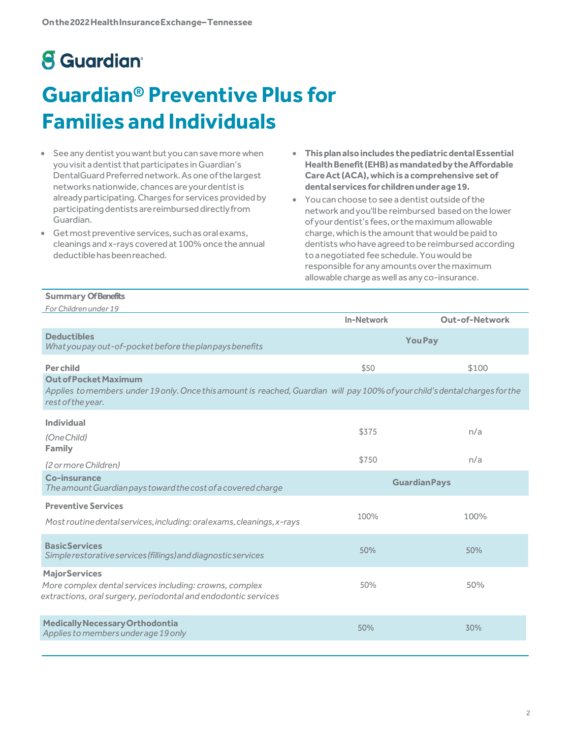On the 2022 Health Insurance Exchange – Tennessee

Guardian

# Guardian® Preventive Plus for Families and Individuals

- See any dentist you want but you can save more when you visit a dentist that participates in Guardian's DentalGuard Preferred network. As one of the largest networks nationwide, chances are your dentist is already participating. Charges for services provided by participating dentists are reimbursed directly from Guardian.
- Get most preventive services, such as oral exams, cleanings and x-rays covered at 100% once the annual deductible has been reached.
- **This plan also includes the pediatric dental Essential Health Benefit (EHB) as mandated by the Affordable Care Act (ACA), which is a comprehensive set of dental services for children under age 19.**
- You can choose to see a dentist outside of the network and you'll be reimbursed based on the lower of your dentist's fees, or the maximum allowable charge, which is the amount that would be paid to dentists who have agreed to be reimbursed according to a negotiated fee schedule. You would be responsible for any amounts over the maximum allowable charge as well as any co-insurance.

**Summary Of Benefits**
*For Children under 19*

| | In-Network | Out-of-Network |
|---|---|---|
| **Deductibles** *What you pay out-of-pocket before the plan pays benefits* | **You Pay** | |
| **Per child** | $50 | $100 |
| **Out of Pocket Maximum** *Applies to members under 19 only. Once this amount is reached, Guardian will pay 100% of your child's dental charges for the rest of the year.* | | |
| **Individual** *(One Child)* | $375 | n/a |
| **Family** *(2 or more Children)* | $750 | n/a |
| **Co-insurance** *The amount Guardian pays toward the cost of a covered charge* | **Guardian Pays** | |
| **Preventive Services** *Most routine dental services, including: oral exams, cleanings, x-rays* | 100% | 100% |
| **Basic Services** *Simple restorative services (fillings) and diagnostic services* | 50% | 50% |
| **Major Services** *More complex dental services including: crowns, complex extractions, oral surgery, periodontal and endodontic services* | 50% | 50% |
| **Medically Necessary Orthodontia** *Applies to members under age 19 only* | 50% | 30% |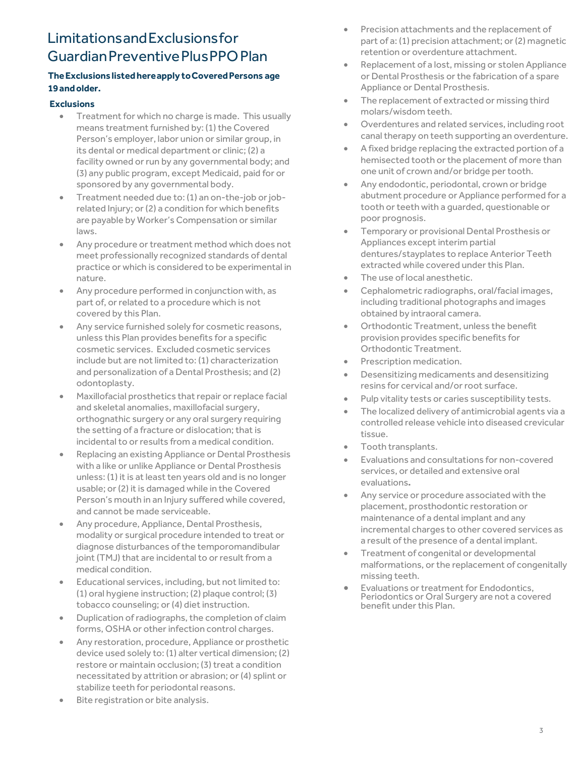# Limitations and Exclusions for Guardian Preventive Plus PPO Plan

**The Exclusions listed here apply to Covered Persons age 19 and older.**

**Exclusions**

- Treatment for which no charge is made. This usually means treatment furnished by: (1) the Covered Person's employer, labor union or similar group, in its dental or medical department or clinic; (2) a facility owned or run by any governmental body; and (3) any public program, except Medicaid, paid for or sponsored by any governmental body.
- Treatment needed due to: (1) an on-the-job or job-related Injury; or (2) a condition for which benefits are payable by Worker's Compensation or similar laws.
- Any procedure or treatment method which does not meet professionally recognized standards of dental practice or which is considered to be experimental in nature.
- Any procedure performed in conjunction with, as part of, or related to a procedure which is not covered by this Plan.
- Any service furnished solely for cosmetic reasons, unless this Plan provides benefits for a specific cosmetic services. Excluded cosmetic services include but are not limited to: (1) characterization and personalization of a Dental Prosthesis; and (2) odontoplasty.
- Maxillofacial prosthetics that repair or replace facial and skeletal anomalies, maxillofacial surgery, orthognathic surgery or any oral surgery requiring the setting of a fracture or dislocation; that is incidental to or results from a medical condition.
- Replacing an existing Appliance or Dental Prosthesis with a like or unlike Appliance or Dental Prosthesis unless: (1) it is at least ten years old and is no longer usable; or (2) it is damaged while in the Covered Person's mouth in an Injury suffered while covered, and cannot be made serviceable.
- Any procedure, Appliance, Dental Prosthesis, modality or surgical procedure intended to treat or diagnose disturbances of the temporomandibular joint (TMJ) that are incidental to or result from a medical condition.
- Educational services, including, but not limited to: (1) oral hygiene instruction; (2) plaque control; (3) tobacco counseling; or (4) diet instruction.
- Duplication of radiographs, the completion of claim forms, OSHA or other infection control charges.
- Any restoration, procedure, Appliance or prosthetic device used solely to: (1) alter vertical dimension; (2) restore or maintain occlusion; (3) treat a condition necessitated by attrition or abrasion; or (4) splint or stabilize teeth for periodontal reasons.
- Bite registration or bite analysis.
- Precision attachments and the replacement of part of a: (1) precision attachment; or (2) magnetic retention or overdenture attachment.
- Replacement of a lost, missing or stolen Appliance or Dental Prosthesis or the fabrication of a spare Appliance or Dental Prosthesis.
- The replacement of extracted or missing third molars/wisdom teeth.
- Overdentures and related services, including root canal therapy on teeth supporting an overdenture.
- A fixed bridge replacing the extracted portion of a hemisected tooth or the placement of more than one unit of crown and/or bridge per tooth.
- Any endodontic, periodontal, crown or bridge abutment procedure or Appliance performed for a tooth or teeth with a guarded, questionable or poor prognosis.
- Temporary or provisional Dental Prosthesis or Appliances except interim partial dentures/stayplates to replace Anterior Teeth extracted while covered under this Plan.
- The use of local anesthetic.
- Cephalometric radiographs, oral/facial images, including traditional photographs and images obtained by intraoral camera.
- Orthodontic Treatment, unless the benefit provision provides specific benefits for Orthodontic Treatment.
- Prescription medication.
- Desensitizing medicaments and desensitizing resins for cervical and/or root surface.
- Pulp vitality tests or caries susceptibility tests.
- The localized delivery of antimicrobial agents via a controlled release vehicle into diseased crevicular tissue.
- Tooth transplants.
- Evaluations and consultations for non-covered services, or detailed and extensive oral evaluations.
- Any service or procedure associated with the placement, prosthodontic restoration or maintenance of a dental implant and any incremental charges to other covered services as a result of the presence of a dental implant.
- Treatment of congenital or developmental malformations, or the replacement of congenitally missing teeth.
- Evaluations or treatment for Endodontics, Periodontics or Oral Surgery are not a covered benefit under this Plan.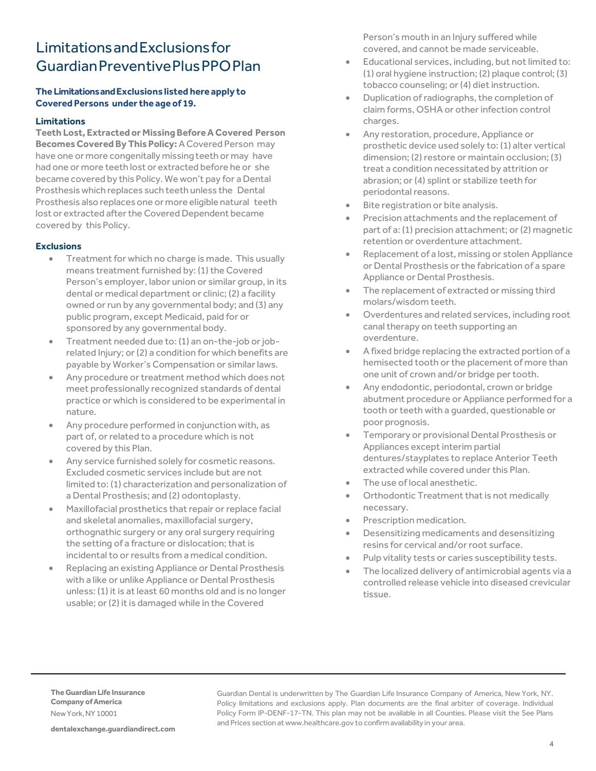# Limitations and Exclusions for Guardian Preventive Plus PPO Plan

**The Limitations and Exclusions listed here apply to Covered Persons under the age of 19.**

**Limitations**

**Teeth Lost, Extracted or Missing Before A Covered Person Becomes Covered By This Policy:** A Covered Person may have one or more congenitally missing teeth or may have had one or more teeth lost or extracted before he or she became covered by this Policy. We won't pay for a Dental Prosthesis which replaces such teeth unless the Dental Prosthesis also replaces one or more eligible natural teeth lost or extracted after the Covered Dependent became covered by this Policy.

**Exclusions**

- Treatment for which no charge is made. This usually means treatment furnished by: (1) the Covered Person's employer, labor union or similar group, in its dental or medical department or clinic; (2) a facility owned or run by any governmental body; and (3) any public program, except Medicaid, paid for or sponsored by any governmental body.
- Treatment needed due to: (1) an on-the-job or job-related Injury; or (2) a condition for which benefits are payable by Worker's Compensation or similar laws.
- Any procedure or treatment method which does not meet professionally recognized standards of dental practice or which is considered to be experimental in nature.
- Any procedure performed in conjunction with, as part of, or related to a procedure which is not covered by this Plan.
- Any service furnished solely for cosmetic reasons. Excluded cosmetic services include but are not limited to: (1) characterization and personalization of a Dental Prosthesis; and (2) odontoplasty.
- Maxillofacial prosthetics that repair or replace facial and skeletal anomalies, maxillofacial surgery, orthognathic surgery or any oral surgery requiring the setting of a fracture or dislocation; that is incidental to or results from a medical condition.
- Replacing an existing Appliance or Dental Prosthesis with a like or unlike Appliance or Dental Prosthesis unless: (1) it is at least 60 months old and is no longer usable; or (2) it is damaged while in the Covered Person's mouth in an Injury suffered while covered, and cannot be made serviceable.
- Educational services, including, but not limited to: (1) oral hygiene instruction; (2) plaque control; (3) tobacco counseling; or (4) diet instruction.
- Duplication of radiographs, the completion of claim forms, OSHA or other infection control charges.
- Any restoration, procedure, Appliance or prosthetic device used solely to: (1) alter vertical dimension; (2) restore or maintain occlusion; (3) treat a condition necessitated by attrition or abrasion; or (4) splint or stabilize teeth for periodontal reasons.
- Bite registration or bite analysis.
- Precision attachments and the replacement of part of a: (1) precision attachment; or (2) magnetic retention or overdenture attachment.
- Replacement of a lost, missing or stolen Appliance or Dental Prosthesis or the fabrication of a spare Appliance or Dental Prosthesis.
- The replacement of extracted or missing third molars/wisdom teeth.
- Overdentures and related services, including root canal therapy on teeth supporting an overdenture.
- A fixed bridge replacing the extracted portion of a hemisected tooth or the placement of more than one unit of crown and/or bridge per tooth.
- Any endodontic, periodontal, crown or bridge abutment procedure or Appliance performed for a tooth or teeth with a guarded, questionable or poor prognosis.
- Temporary or provisional Dental Prosthesis or Appliances except interim partial dentures/stayplates to replace Anterior Teeth extracted while covered under this Plan.
- The use of local anesthetic.
- Orthodontic Treatment that is not medically necessary.
- Prescription medication.
- Desensitizing medicaments and desensitizing resins for cervical and/or root surface.
- Pulp vitality tests or caries susceptibility tests.
- The localized delivery of antimicrobial agents via a controlled release vehicle into diseased crevicular tissue.

**The Guardian Life Insurance Company of America**
New York, NY 10001

**dentalexchange.guardiandirect.com**

Guardian Dental is underwritten by The Guardian Life Insurance Company of America, New York, NY. Policy limitations and exclusions apply. Plan documents are the final arbiter of coverage. Individual Policy Form IP-DENF-17-TN. This plan may not be available in all Counties. Please visit the See Plans and Prices section at www.healthcare.gov to confirm availability in your area.